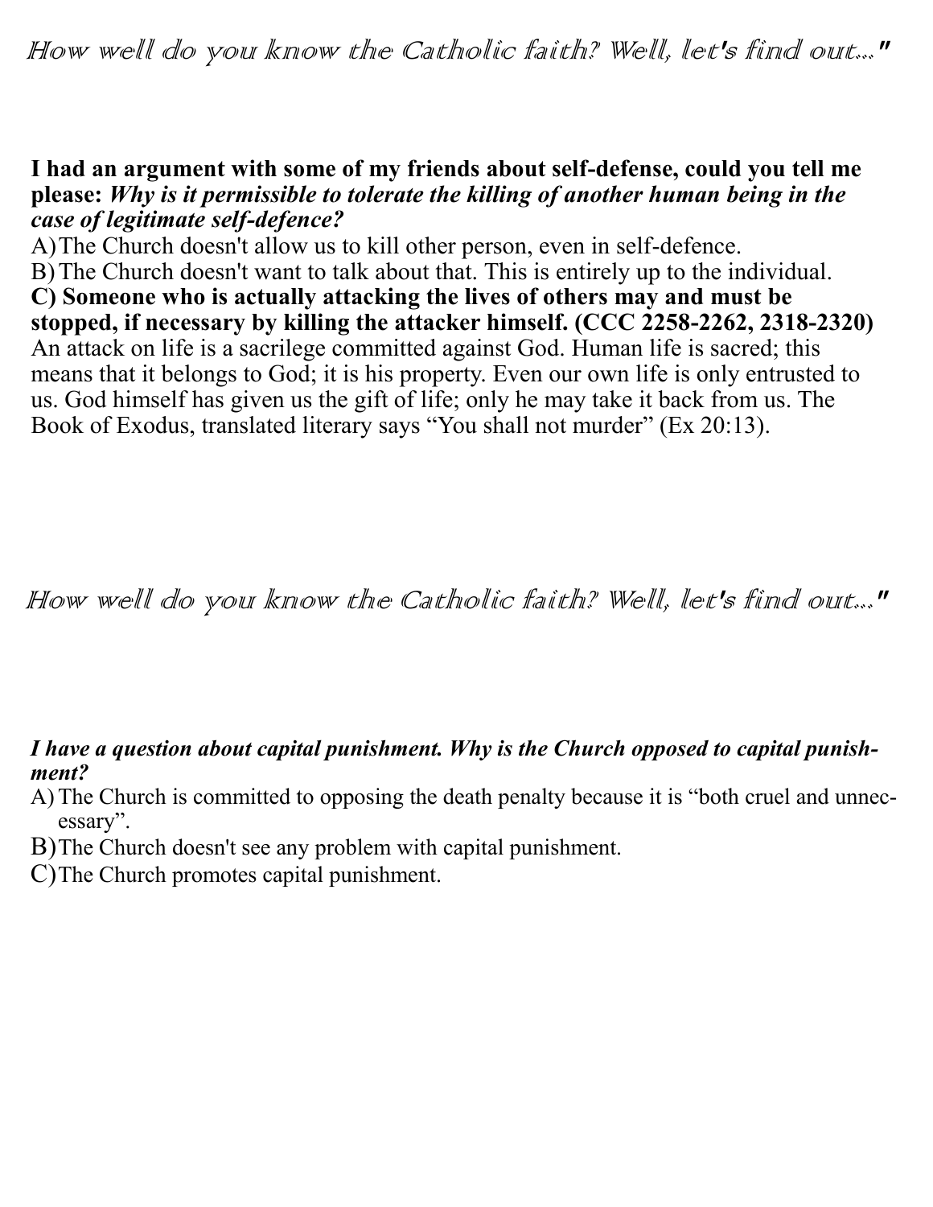*How well do you know the Catholic faith? Well, let's find out..."*

**I had an argument with some of my friends about self-defense, could you tell me please:** ***Why is it permissible to tolerate the killing of another human being in the case of legitimate self-defence?***

A) The Church doesn't allow us to kill other person, even in self-defence.

B) The Church doesn't want to talk about that. This is entirely up to the individual.

**C) Someone who is actually attacking the lives of others may and must be stopped, if necessary by killing the attacker himself. (CCC 2258-2262, 2318-2320)**

An attack on life is a sacrilege committed against God. Human life is sacred; this means that it belongs to God; it is his property. Even our own life is only entrusted to us. God himself has given us the gift of life; only he may take it back from us. The Book of Exodus, translated literary says "You shall not murder" (Ex 20:13).

*How well do you know the Catholic faith? Well, let's find out..."*

***I have a question about capital punishment. Why is the Church opposed to capital punishment?***

A) The Church is committed to opposing the death penalty because it is "both cruel and unnecessary".

B) The Church doesn't see any problem with capital punishment.

C) The Church promotes capital punishment.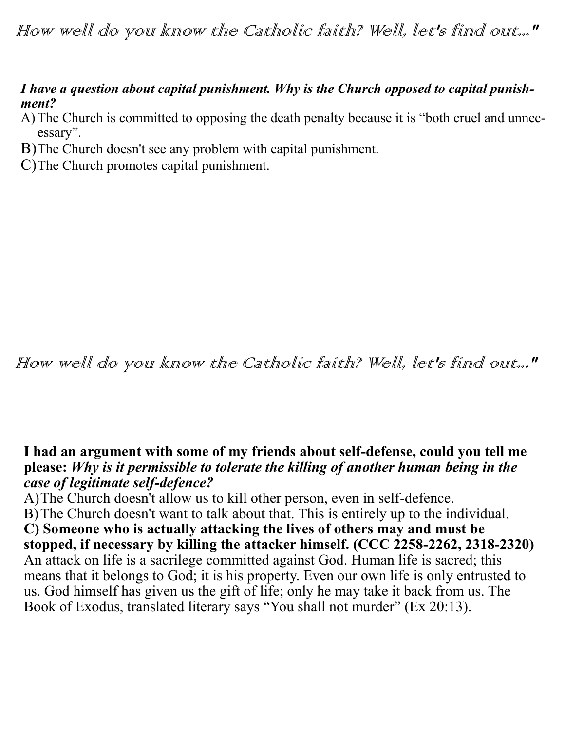How well do you know the Catholic faith? Well, let's find out..."

***I have a question about capital punishment. Why is the Church opposed to capital punishment?***

A) The Church is committed to opposing the death penalty because it is “both cruel and unnecessary”.

B) The Church doesn't see any problem with capital punishment.

C) The Church promotes capital punishment.

How well do you know the Catholic faith? Well, let's find out..."

**I had an argument with some of my friends about self-defense, could you tell me please:** ***Why is it permissible to tolerate the killing of another human being in the case of legitimate self-defence?***

A) The Church doesn't allow us to kill other person, even in self-defence.

B) The Church doesn't want to talk about that. This is entirely up to the individual.

**C) Someone who is actually attacking the lives of others may and must be stopped, if necessary by killing the attacker himself. (CCC 2258-2262, 2318-2320)**

An attack on life is a sacrilege committed against God. Human life is sacred; this means that it belongs to God; it is his property. Even our own life is only entrusted to us. God himself has given us the gift of life; only he may take it back from us. The Book of Exodus, translated literary says “You shall not murder” (Ex 20:13).